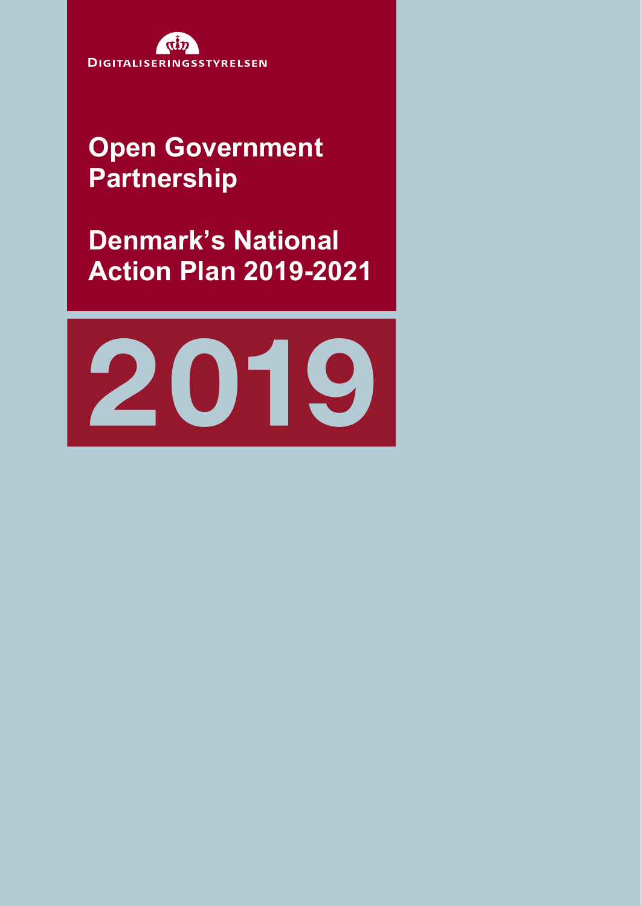DIGITALISERINGSSTYRELSEN

# Open Government Partnership

# Denmark's National Action Plan 2019-2021

2019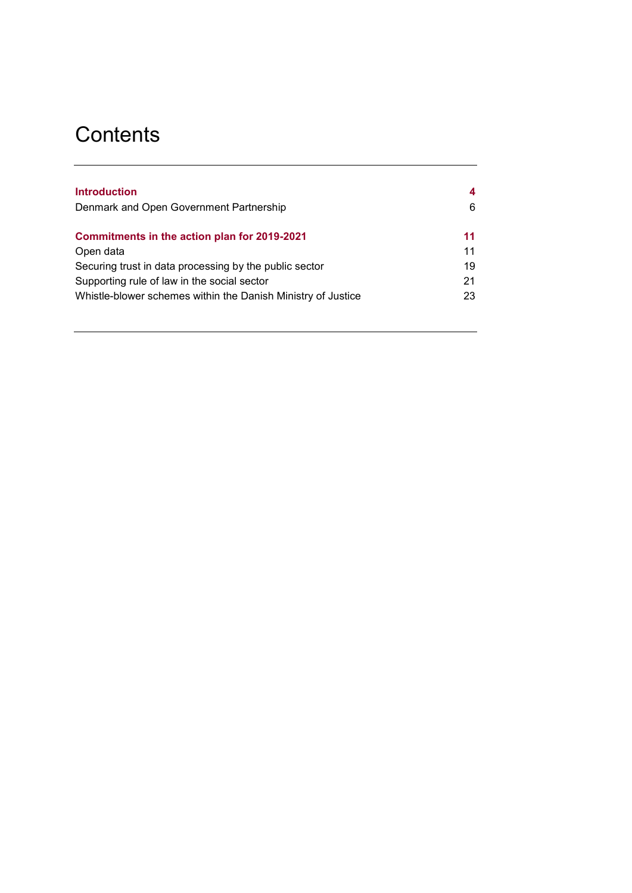# Contents

| | |
|---|---|
| **Introduction** | **4** |
| Denmark and Open Government Partnership | 6 |
| | |
| **Commitments in the action plan for 2019-2021** | **11** |
| Open data | 11 |
| Securing trust in data processing by the public sector | 19 |
| Supporting rule of law in the social sector | 21 |
| Whistle-blower schemes within the Danish Ministry of Justice | 23 |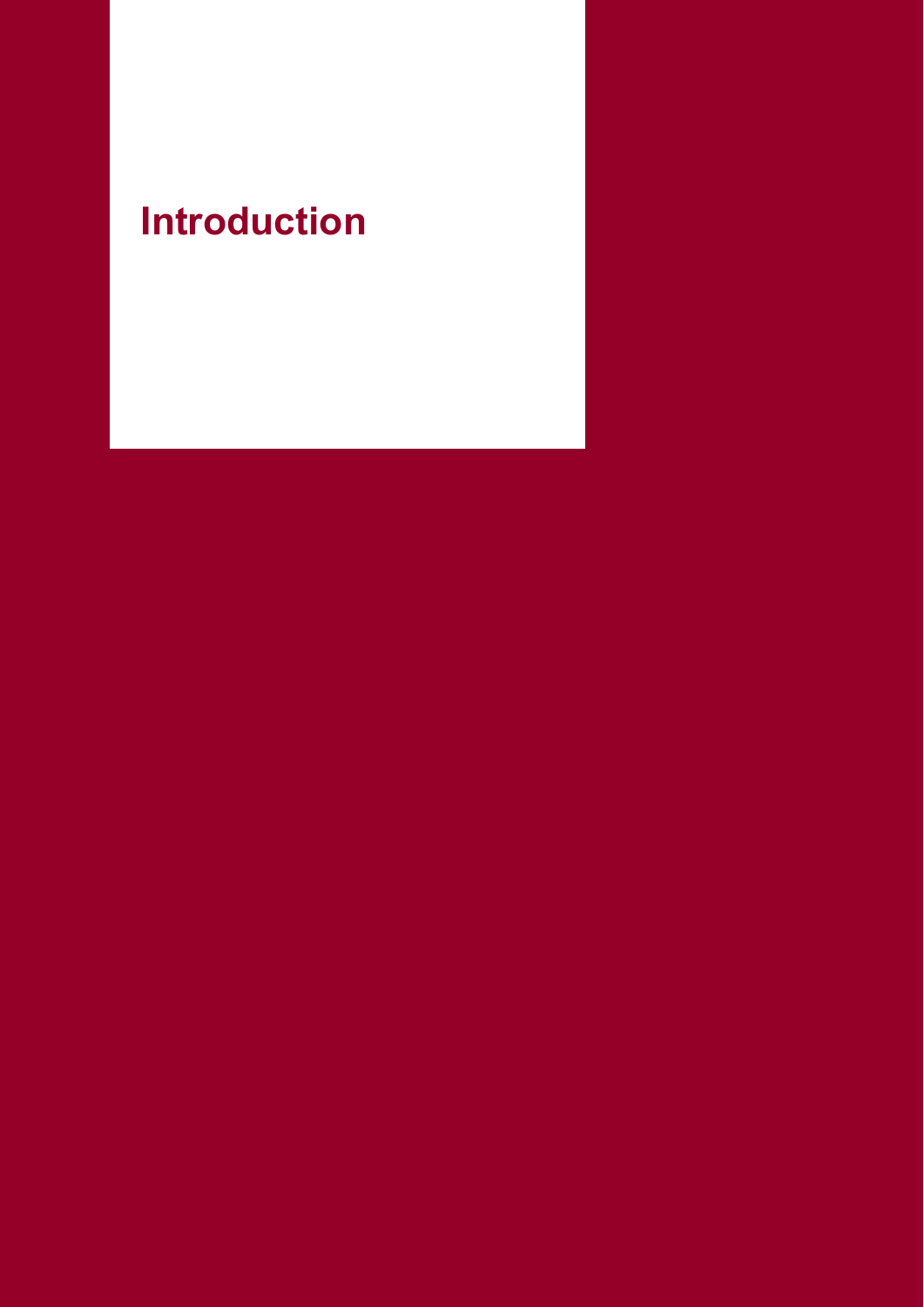# Introduction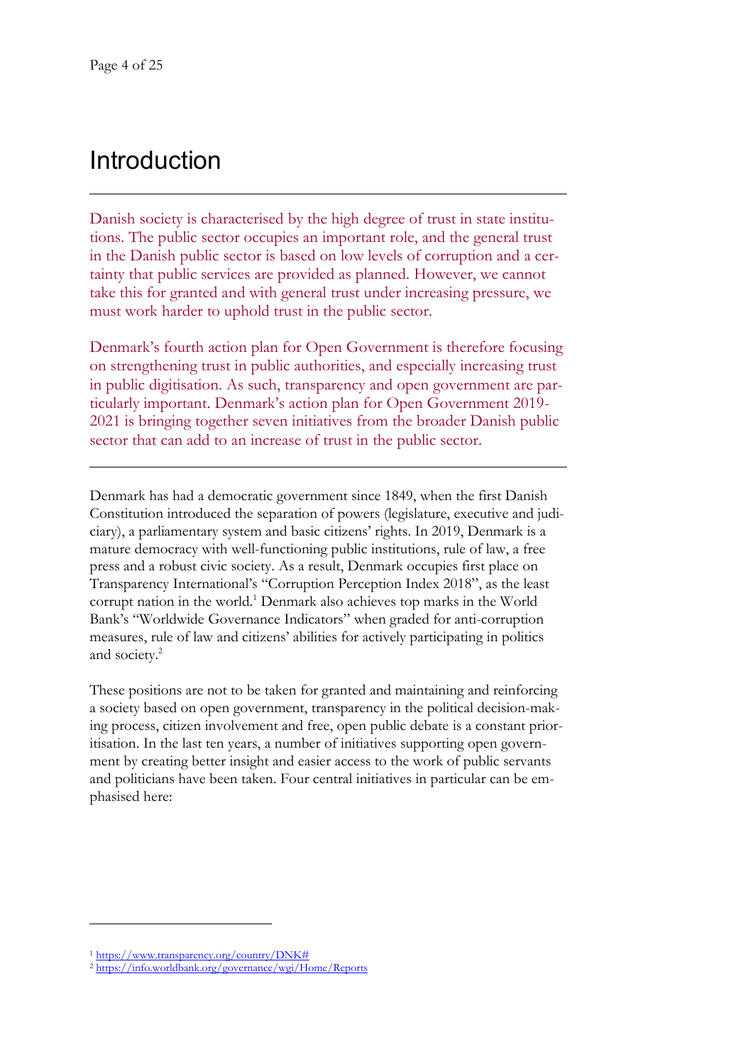# Introduction

Danish society is characterised by the high degree of trust in state institutions. The public sector occupies an important role, and the general trust in the Danish public sector is based on low levels of corruption and a certainty that public services are provided as planned. However, we cannot take this for granted and with general trust under increasing pressure, we must work harder to uphold trust in the public sector.

Denmark's fourth action plan for Open Government is therefore focusing on strengthening trust in public authorities, and especially increasing trust in public digitisation. As such, transparency and open government are particularly important. Denmark's action plan for Open Government 2019-2021 is bringing together seven initiatives from the broader Danish public sector that can add to an increase of trust in the public sector.

Denmark has had a democratic government since 1849, when the first Danish Constitution introduced the separation of powers (legislature, executive and judiciary), a parliamentary system and basic citizens' rights. In 2019, Denmark is a mature democracy with well-functioning public institutions, rule of law, a free press and a robust civic society. As a result, Denmark occupies first place on Transparency International's "Corruption Perception Index 2018", as the least corrupt nation in the world.[1] Denmark also achieves top marks in the World Bank's "Worldwide Governance Indicators" when graded for anti-corruption measures, rule of law and citizens' abilities for actively participating in politics and society.[2]

These positions are not to be taken for granted and maintaining and reinforcing a society based on open government, transparency in the political decision-making process, citizen involvement and free, open public debate is a constant prioritisation. In the last ten years, a number of initiatives supporting open government by creating better insight and easier access to the work of public servants and politicians have been taken. Four central initiatives in particular can be emphasised here:

---

[1] https://www.transparency.org/country/DNK#

[2] https://info.worldbank.org/governance/wgi/Home/Reports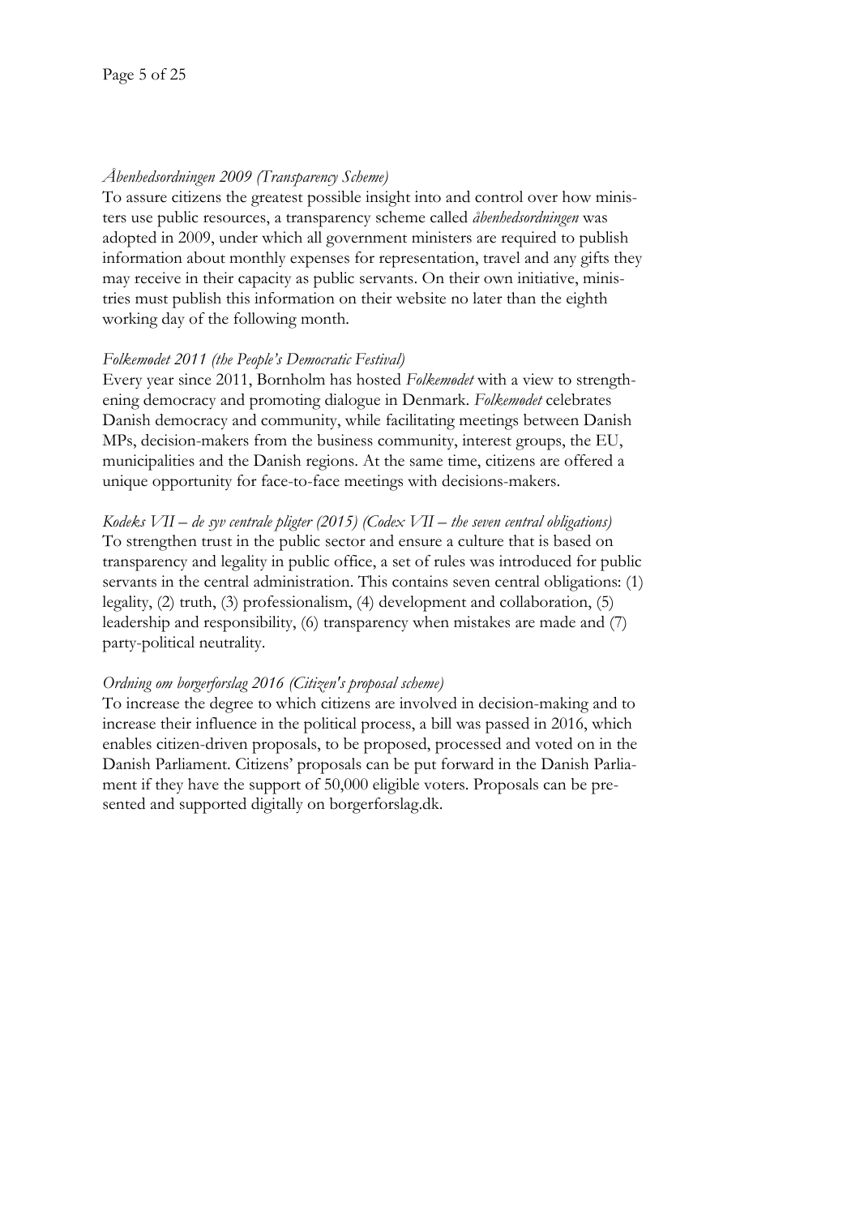*Åbenhedsordningen 2009 (Transparency Scheme)*

To assure citizens the greatest possible insight into and control over how ministers use public resources, a transparency scheme called *åbenhedsordningen* was adopted in 2009, under which all government ministers are required to publish information about monthly expenses for representation, travel and any gifts they may receive in their capacity as public servants. On their own initiative, ministries must publish this information on their website no later than the eighth working day of the following month.

*Folkemødet 2011 (the People's Democratic Festival)*

Every year since 2011, Bornholm has hosted *Folkemødet* with a view to strengthening democracy and promoting dialogue in Denmark. *Folkemødet* celebrates Danish democracy and community, while facilitating meetings between Danish MPs, decision-makers from the business community, interest groups, the EU, municipalities and the Danish regions. At the same time, citizens are offered a unique opportunity for face-to-face meetings with decisions-makers.

*Kodeks VII – de syv centrale pligter (2015) (Codex VII – the seven central obligations)*

To strengthen trust in the public sector and ensure a culture that is based on transparency and legality in public office, a set of rules was introduced for public servants in the central administration. This contains seven central obligations: (1) legality, (2) truth, (3) professionalism, (4) development and collaboration, (5) leadership and responsibility, (6) transparency when mistakes are made and (7) party-political neutrality.

*Ordning om borgerforslag 2016 (Citizen's proposal scheme)*

To increase the degree to which citizens are involved in decision-making and to increase their influence in the political process, a bill was passed in 2016, which enables citizen-driven proposals, to be proposed, processed and voted on in the Danish Parliament. Citizens' proposals can be put forward in the Danish Parliament if they have the support of 50,000 eligible voters. Proposals can be presented and supported digitally on borgerforslag.dk.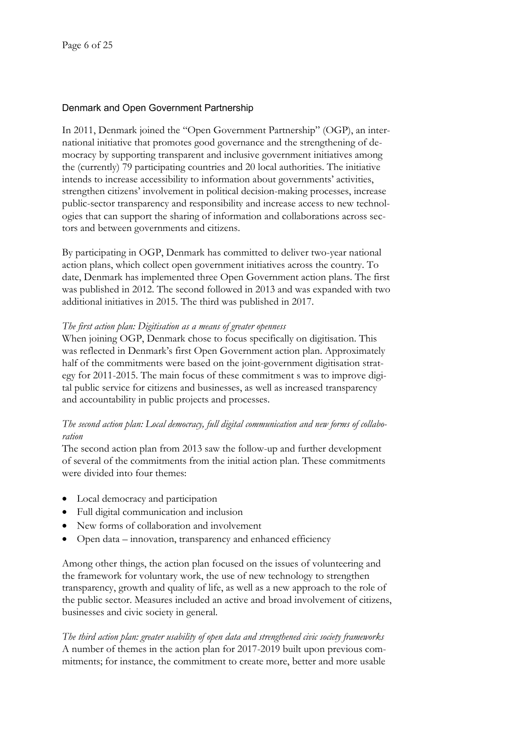## Denmark and Open Government Partnership

In 2011, Denmark joined the "Open Government Partnership" (OGP), an international initiative that promotes good governance and the strengthening of democracy by supporting transparent and inclusive government initiatives among the (currently) 79 participating countries and 20 local authorities. The initiative intends to increase accessibility to information about governments' activities, strengthen citizens' involvement in political decision-making processes, increase public-sector transparency and responsibility and increase access to new technologies that can support the sharing of information and collaborations across sectors and between governments and citizens.

By participating in OGP, Denmark has committed to deliver two-year national action plans, which collect open government initiatives across the country. To date, Denmark has implemented three Open Government action plans. The first was published in 2012. The second followed in 2013 and was expanded with two additional initiatives in 2015. The third was published in 2017.

*The first action plan: Digitisation as a means of greater openness*

When joining OGP, Denmark chose to focus specifically on digitisation. This was reflected in Denmark's first Open Government action plan. Approximately half of the commitments were based on the joint-government digitisation strategy for 2011-2015. The main focus of these commitment s was to improve digital public service for citizens and businesses, as well as increased transparency and accountability in public projects and processes.

*The second action plan: Local democracy, full digital communication and new forms of collaboration*

The second action plan from 2013 saw the follow-up and further development of several of the commitments from the initial action plan. These commitments were divided into four themes:

- Local democracy and participation
- Full digital communication and inclusion
- New forms of collaboration and involvement
- Open data – innovation, transparency and enhanced efficiency

Among other things, the action plan focused on the issues of volunteering and the framework for voluntary work, the use of new technology to strengthen transparency, growth and quality of life, as well as a new approach to the role of the public sector. Measures included an active and broad involvement of citizens, businesses and civic society in general.

*The third action plan: greater usability of open data and strengthened civic society frameworks*

A number of themes in the action plan for 2017-2019 built upon previous commitments; for instance, the commitment to create more, better and more usable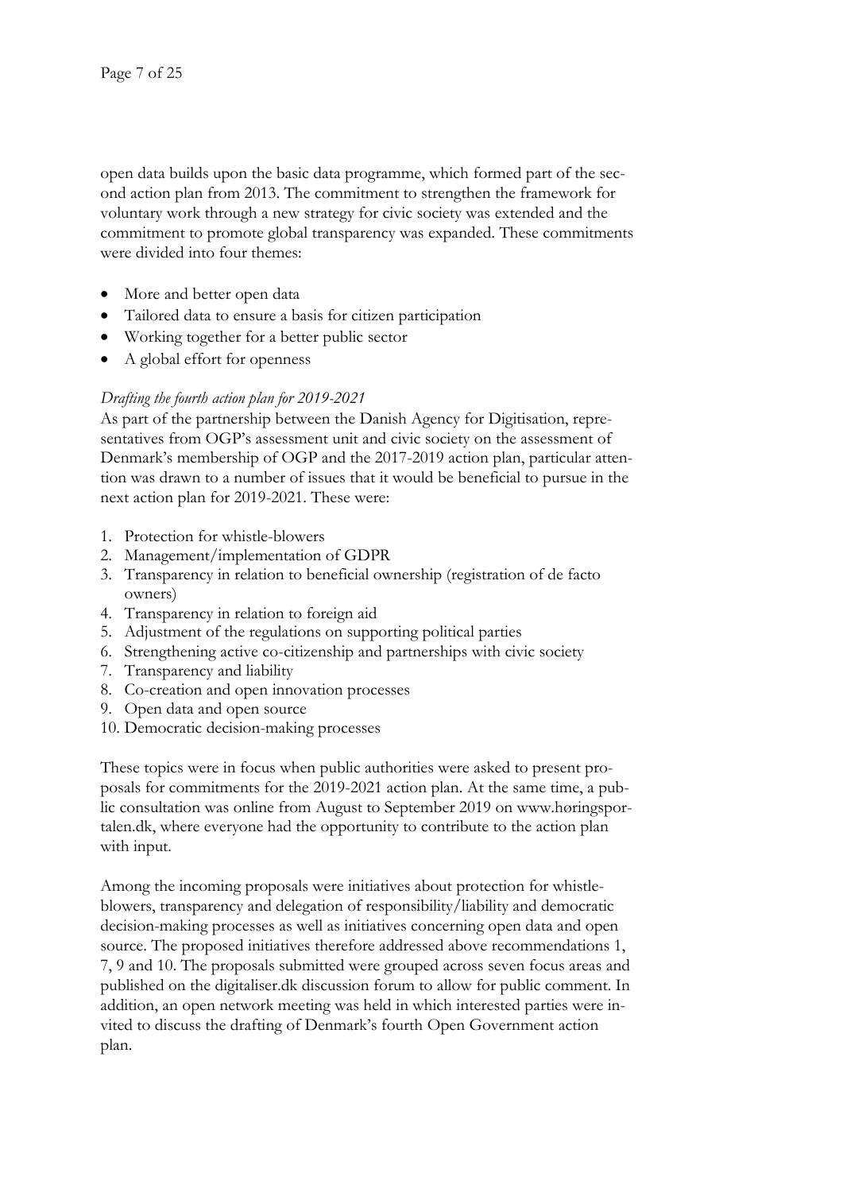open data builds upon the basic data programme, which formed part of the second action plan from 2013. The commitment to strengthen the framework for voluntary work through a new strategy for civic society was extended and the commitment to promote global transparency was expanded. These commitments were divided into four themes:

- More and better open data
- Tailored data to ensure a basis for citizen participation
- Working together for a better public sector
- A global effort for openness

*Drafting the fourth action plan for 2019-2021*

As part of the partnership between the Danish Agency for Digitisation, representatives from OGP's assessment unit and civic society on the assessment of Denmark's membership of OGP and the 2017-2019 action plan, particular attention was drawn to a number of issues that it would be beneficial to pursue in the next action plan for 2019-2021. These were:

1. Protection for whistle-blowers
2. Management/implementation of GDPR
3. Transparency in relation to beneficial ownership (registration of de facto owners)
4. Transparency in relation to foreign aid
5. Adjustment of the regulations on supporting political parties
6. Strengthening active co-citizenship and partnerships with civic society
7. Transparency and liability
8. Co-creation and open innovation processes
9. Open data and open source
10. Democratic decision-making processes

These topics were in focus when public authorities were asked to present proposals for commitments for the 2019-2021 action plan. At the same time, a public consultation was online from August to September 2019 on www.høringsportalen.dk, where everyone had the opportunity to contribute to the action plan with input.

Among the incoming proposals were initiatives about protection for whistle-blowers, transparency and delegation of responsibility/liability and democratic decision-making processes as well as initiatives concerning open data and open source. The proposed initiatives therefore addressed above recommendations 1, 7, 9 and 10. The proposals submitted were grouped across seven focus areas and published on the digitaliser.dk discussion forum to allow for public comment. In addition, an open network meeting was held in which interested parties were invited to discuss the drafting of Denmark's fourth Open Government action plan.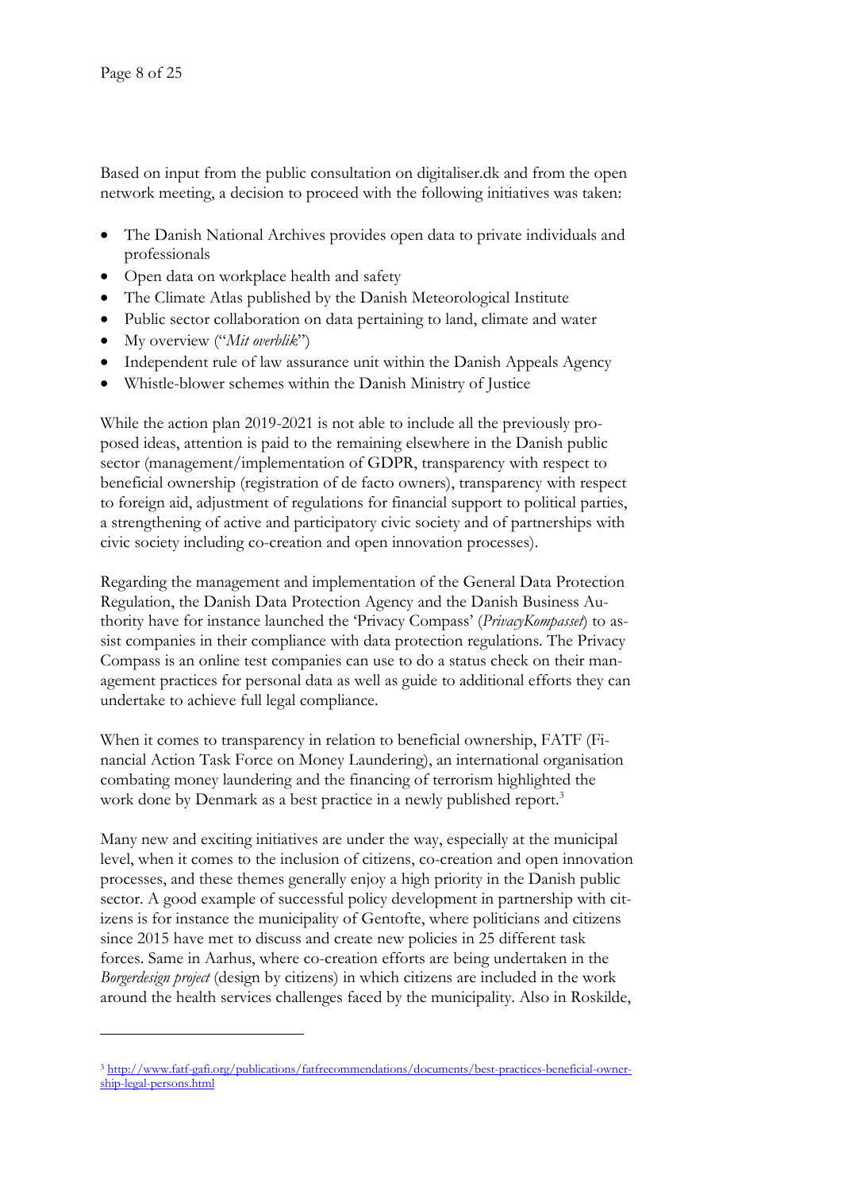Based on input from the public consultation on digitaliser.dk and from the open network meeting, a decision to proceed with the following initiatives was taken:

- The Danish National Archives provides open data to private individuals and professionals
- Open data on workplace health and safety
- The Climate Atlas published by the Danish Meteorological Institute
- Public sector collaboration on data pertaining to land, climate and water
- My overview ("*Mit overblik*")
- Independent rule of law assurance unit within the Danish Appeals Agency
- Whistle-blower schemes within the Danish Ministry of Justice

While the action plan 2019-2021 is not able to include all the previously proposed ideas, attention is paid to the remaining elsewhere in the Danish public sector (management/implementation of GDPR, transparency with respect to beneficial ownership (registration of de facto owners), transparency with respect to foreign aid, adjustment of regulations for financial support to political parties, a strengthening of active and participatory civic society and of partnerships with civic society including co-creation and open innovation processes).

Regarding the management and implementation of the General Data Protection Regulation, the Danish Data Protection Agency and the Danish Business Authority have for instance launched the 'Privacy Compass' (*PrivacyKompasset*) to assist companies in their compliance with data protection regulations. The Privacy Compass is an online test companies can use to do a status check on their management practices for personal data as well as guide to additional efforts they can undertake to achieve full legal compliance.

When it comes to transparency in relation to beneficial ownership, FATF (Financial Action Task Force on Money Laundering), an international organisation combating money laundering and the financing of terrorism highlighted the work done by Denmark as a best practice in a newly published report.[3]

Many new and exciting initiatives are under the way, especially at the municipal level, when it comes to the inclusion of citizens, co-creation and open innovation processes, and these themes generally enjoy a high priority in the Danish public sector. A good example of successful policy development in partnership with citizens is for instance the municipality of Gentofte, where politicians and citizens since 2015 have met to discuss and create new policies in 25 different task forces. Same in Aarhus, where co-creation efforts are being undertaken in the *Borgerdesign project* (design by citizens) in which citizens are included in the work around the health services challenges faced by the municipality. Also in Roskilde,

[3] http://www.fatf-gafi.org/publications/fatfrecommendations/documents/best-practices-beneficial-ownership-legal-persons.html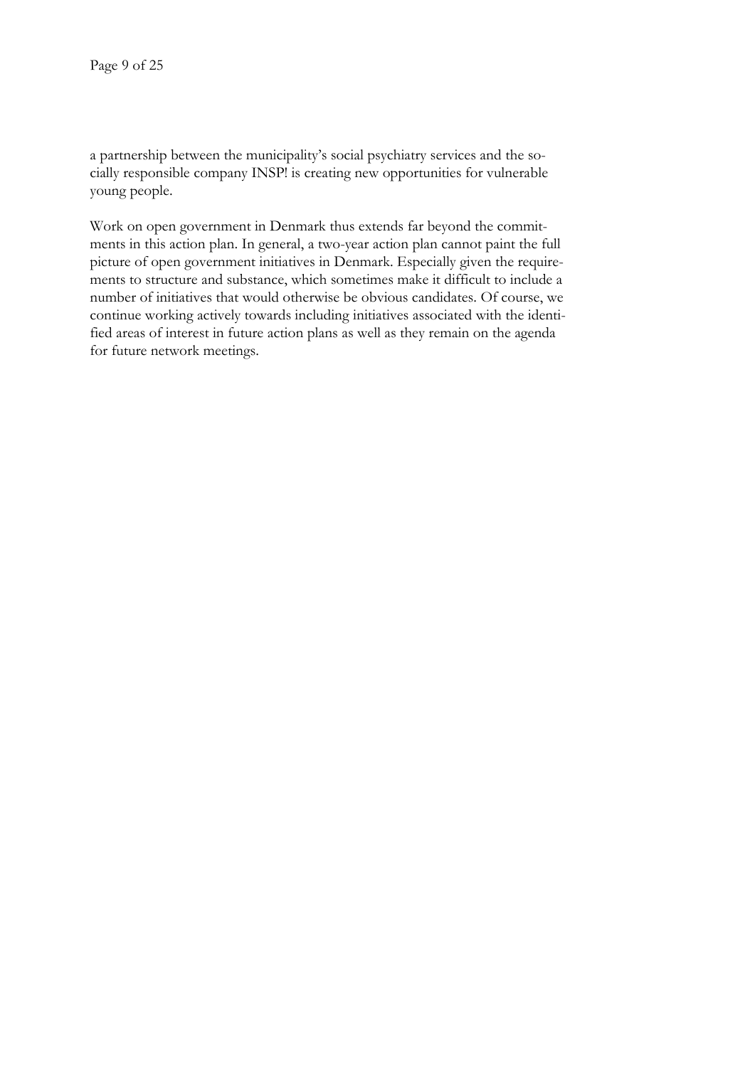a partnership between the municipality's social psychiatry services and the socially responsible company INSP! is creating new opportunities for vulnerable young people.

Work on open government in Denmark thus extends far beyond the commitments in this action plan. In general, a two-year action plan cannot paint the full picture of open government initiatives in Denmark. Especially given the requirements to structure and substance, which sometimes make it difficult to include a number of initiatives that would otherwise be obvious candidates. Of course, we continue working actively towards including initiatives associated with the identified areas of interest in future action plans as well as they remain on the agenda for future network meetings.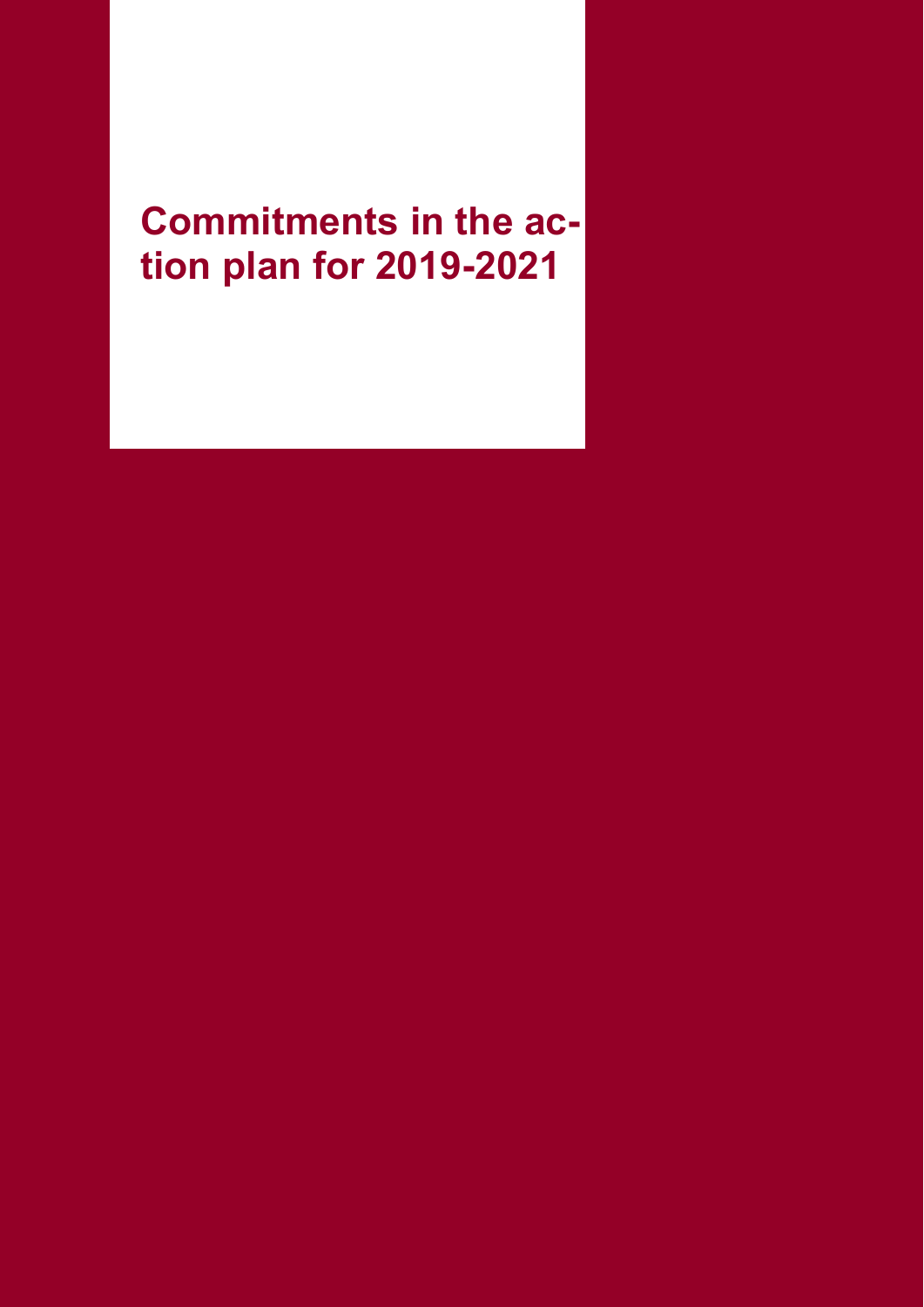# Commitments in the action plan for 2019-2021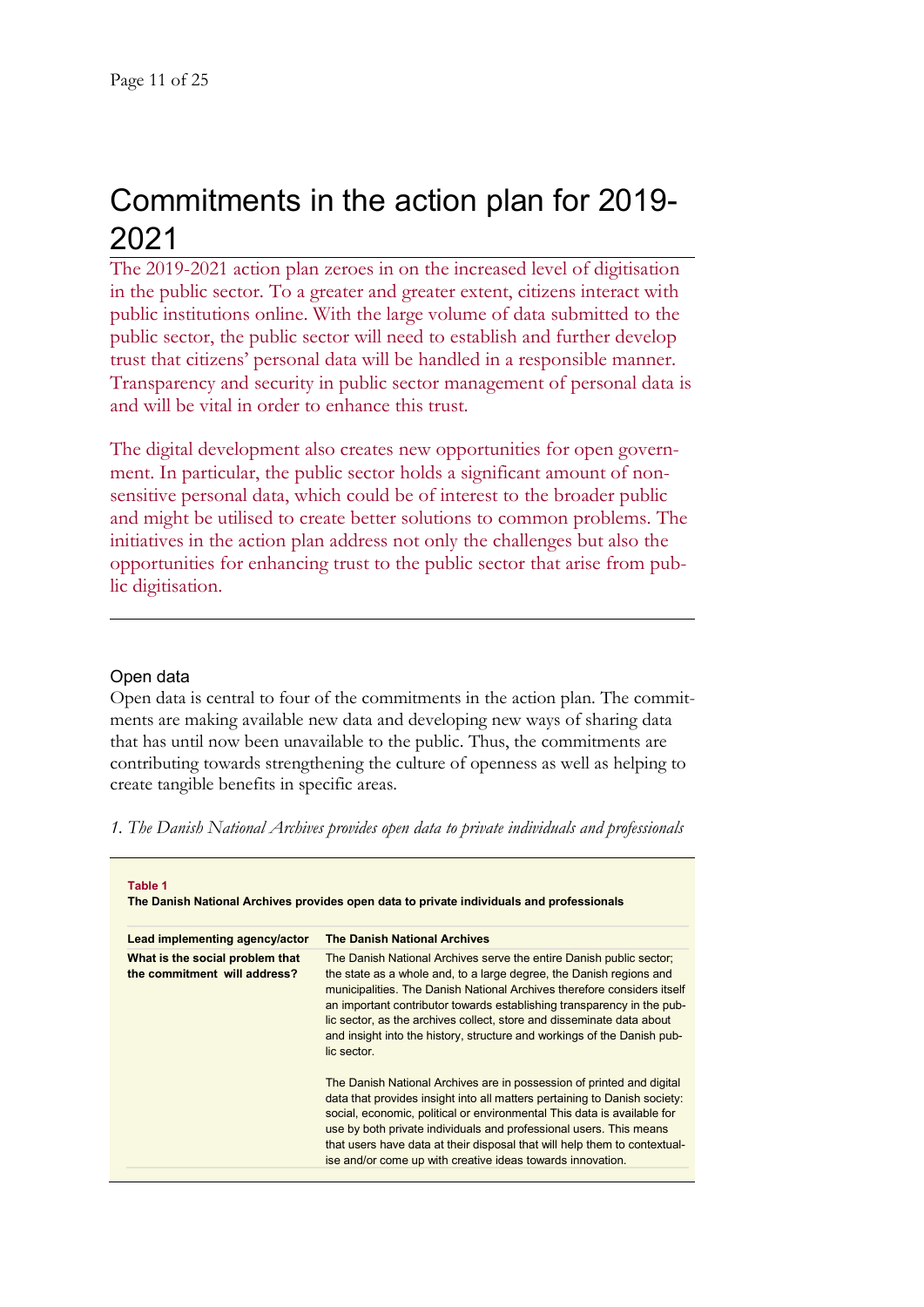# Commitments in the action plan for 2019-2021

The 2019-2021 action plan zeroes in on the increased level of digitisation in the public sector. To a greater and greater extent, citizens interact with public institutions online. With the large volume of data submitted to the public sector, the public sector will need to establish and further develop trust that citizens' personal data will be handled in a responsible manner. Transparency and security in public sector management of personal data is and will be vital in order to enhance this trust.

The digital development also creates new opportunities for open government. In particular, the public sector holds a significant amount of non-sensitive personal data, which could be of interest to the broader public and might be utilised to create better solutions to common problems. The initiatives in the action plan address not only the challenges but also the opportunities for enhancing trust to the public sector that arise from public digitisation.

## Open data

Open data is central to four of the commitments in the action plan. The commitments are making available new data and developing new ways of sharing data that has until now been unavailable to the public. Thus, the commitments are contributing towards strengthening the culture of openness as well as helping to create tangible benefits in specific areas.

*1. The Danish National Archives provides open data to private individuals and professionals*

**Table 1**
**The Danish National Archives provides open data to private individuals and professionals**

| Lead implementing agency/actor | The Danish National Archives |
|---|---|
| **What is the social problem that the commitment will address?** | The Danish National Archives serve the entire Danish public sector; the state as a whole and, to a large degree, the Danish regions and municipalities. The Danish National Archives therefore considers itself an important contributor towards establishing transparency in the public sector, as the archives collect, store and disseminate data about and insight into the history, structure and workings of the Danish public sector.<br><br>The Danish National Archives are in possession of printed and digital data that provides insight into all matters pertaining to Danish society: social, economic, political or environmental This data is available for use by both private individuals and professional users. This means that users have data at their disposal that will help them to contextualise and/or come up with creative ideas towards innovation. |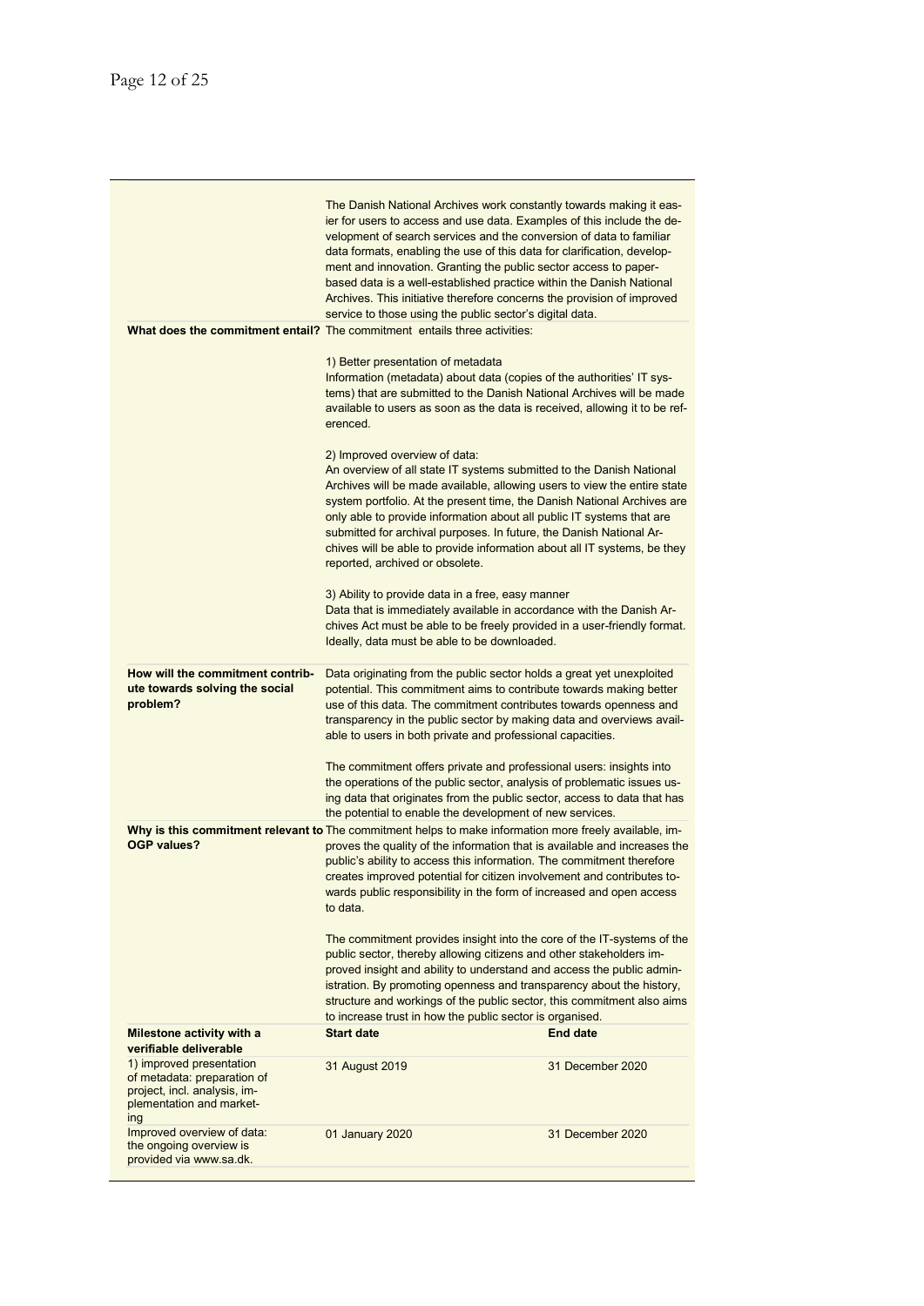| | |
|---|---|
| | The Danish National Archives work constantly towards making it easier for users to access and use data. Examples of this include the development of search services and the conversion of data to familiar data formats, enabling the use of this data for clarification, development and innovation. Granting the public sector access to paper-based data is a well-established practice within the Danish National Archives. This initiative therefore concerns the provision of improved service to those using the public sector's digital data. |
| **What does the commitment entail?** | The commitment entails three activities:<br><br>1) Better presentation of metadata<br>Information (metadata) about data (copies of the authorities' IT systems) that are submitted to the Danish National Archives will be made available to users as soon as the data is received, allowing it to be referenced.<br><br>2) Improved overview of data:<br>An overview of all state IT systems submitted to the Danish National Archives will be made available, allowing users to view the entire state system portfolio. At the present time, the Danish National Archives are only able to provide information about all public IT systems that are submitted for archival purposes. In future, the Danish National Archives will be able to provide information about all IT systems, be they reported, archived or obsolete.<br><br>3) Ability to provide data in a free, easy manner<br>Data that is immediately available in accordance with the Danish Archives Act must be able to be freely provided in a user-friendly format. Ideally, data must be able to be downloaded. |
| **How will the commitment contribute towards solving the social problem?** | Data originating from the public sector holds a great yet unexploited potential. This commitment aims to contribute towards making better use of this data. The commitment contributes towards openness and transparency in the public sector by making data and overviews available to users in both private and professional capacities.<br><br>The commitment offers private and professional users: insights into the operations of the public sector, analysis of problematic issues using data that originates from the public sector, access to data that has the potential to enable the development of new services. |
| **Why is this commitment relevant to OGP values?** | The commitment helps to make information more freely available, improves the quality of the information that is available and increases the public's ability to access this information. The commitment therefore creates improved potential for citizen involvement and contributes towards public responsibility in the form of increased and open access to data.<br><br>The commitment provides insight into the core of the IT-systems of the public sector, thereby allowing citizens and other stakeholders improved insight and ability to understand and access the public administration. By promoting openness and transparency about the history, structure and workings of the public sector, this commitment also aims to increase trust in how the public sector is organised. |

| Milestone activity with a verifiable deliverable | Start date | End date |
|---|---|---|
| 1) improved presentation of metadata: preparation of project, incl. analysis, implementation and marketing | 31 August 2019 | 31 December 2020 |
| Improved overview of data: the ongoing overview is provided via www.sa.dk. | 01 January 2020 | 31 December 2020 |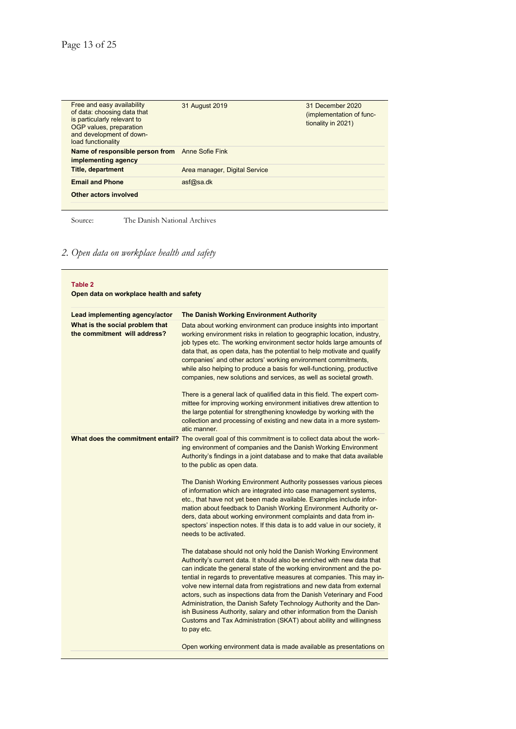| | | |
|---|---|---|
| Free and easy availability of data: choosing data that is particularly relevant to OGP values, preparation and development of download functionality | 31 August 2019 | 31 December 2020 (implementation of functionality in 2021) |
| **Name of responsible person from implementing agency** | Anne Sofie Fink | |
| **Title, department** | Area manager, Digital Service | |
| **Email and Phone** | asf@sa.dk | |
| **Other actors involved** | | |

Source: The Danish National Archives

## *2. Open data on workplace health and safety*

**Table 2**
**Open data on workplace health and safety**

| | |
|---|---|
| **Lead implementing agency/actor** | **The Danish Working Environment Authority** |
| **What is the social problem that the commitment will address?** | Data about working environment can produce insights into important working environment risks in relation to geographic location, industry, job types etc. The working environment sector holds large amounts of data that, as open data, has the potential to help motivate and qualify companies' and other actors' working environment commitments, while also helping to produce a basis for well-functioning, productive companies, new solutions and services, as well as societal growth.<br><br>There is a general lack of qualified data in this field. The expert committee for improving working environment initiatives drew attention to the large potential for strengthening knowledge by working with the collection and processing of existing and new data in a more systematic manner. |
| **What does the commitment entail?** | The overall goal of this commitment is to collect data about the working environment of companies and the Danish Working Environment Authority's findings in a joint database and to make that data available to the public as open data.<br><br>The Danish Working Environment Authority possesses various pieces of information which are integrated into case management systems, etc., that have not yet been made available. Examples include information about feedback to Danish Working Environment Authority orders, data about working environment complaints and data from inspectors' inspection notes. If this data is to add value in our society, it needs to be activated.<br><br>The database should not only hold the Danish Working Environment Authority's current data. It should also be enriched with new data that can indicate the general state of the working environment and the potential in regards to preventative measures at companies. This may involve new internal data from registrations and new data from external actors, such as inspections data from the Danish Veterinary and Food Administration, the Danish Safety Technology Authority and the Danish Business Authority, salary and other information from the Danish Customs and Tax Administration (SKAT) about ability and willingness to pay etc.<br><br>Open working environment data is made available as presentations on |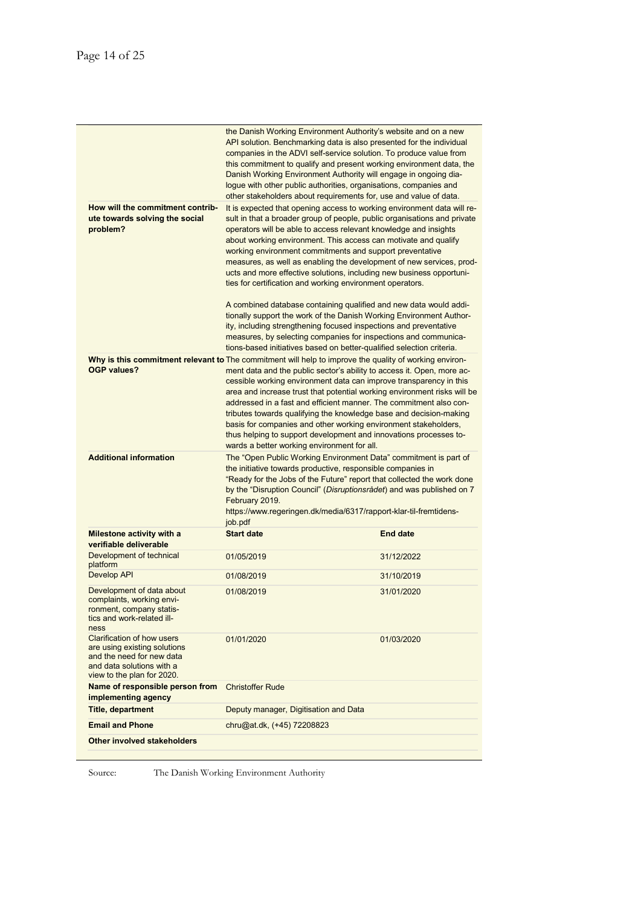| | | |
|---|---|---|
| | the Danish Working Environment Authority's website and on a new API solution. Benchmarking data is also presented for the individual companies in the ADVI self-service solution. To produce value from this commitment to qualify and present working environment data, the Danish Working Environment Authority will engage in ongoing dialogue with other public authorities, organisations, companies and other stakeholders about requirements for, use and value of data. | |
| **How will the commitment contribute towards solving the social problem?** | It is expected that opening access to working environment data will result in that a broader group of people, public organisations and private operators will be able to access relevant knowledge and insights about working environment. This access can motivate and qualify working environment commitments and support preventative measures, as well as enabling the development of new services, products and more effective solutions, including new business opportunities for certification and working environment operators.<br><br>A combined database containing qualified and new data would additionally support the work of the Danish Working Environment Authority, including strengthening focused inspections and preventative measures, by selecting companies for inspections and communications-based initiatives based on better-qualified selection criteria. | |
| **Why is this commitment relevant to OGP values?** | The commitment will help to improve the quality of working environment data and the public sector's ability to access it. Open, more accessible working environment data can improve transparency in this area and increase trust that potential working environment risks will be addressed in a fast and efficient manner. The commitment also contributes towards qualifying the knowledge base and decision-making basis for companies and other working environment stakeholders, thus helping to support development and innovations processes towards a better working environment for all. | |
| **Additional information** | The "Open Public Working Environment Data" commitment is part of the initiative towards productive, responsible companies in "Ready for the Jobs of the Future" report that collected the work done by the "Disruption Council" (*Disruptionsrådet*) and was published on 7 February 2019.<br>https://www.regeringen.dk/media/6317/rapport-klar-til-fremtidens-job.pdf | |
| **Milestone activity with a verifiable deliverable** | **Start date** | **End date** |
| Development of technical platform | 01/05/2019 | 31/12/2022 |
| Develop API | 01/08/2019 | 31/10/2019 |
| Development of data about complaints, working environment, company statistics and work-related illness | 01/08/2019 | 31/01/2020 |
| Clarification of how users are using existing solutions and the need for new data and data solutions with a view to the plan for 2020. | 01/01/2020 | 01/03/2020 |
| **Name of responsible person from implementing agency** | Christoffer Rude | |
| **Title, department** | Deputy manager, Digitisation and Data | |
| **Email and Phone** | chru@at.dk, (+45) 72208823 | |
| **Other involved stakeholders** | | |

Source: The Danish Working Environment Authority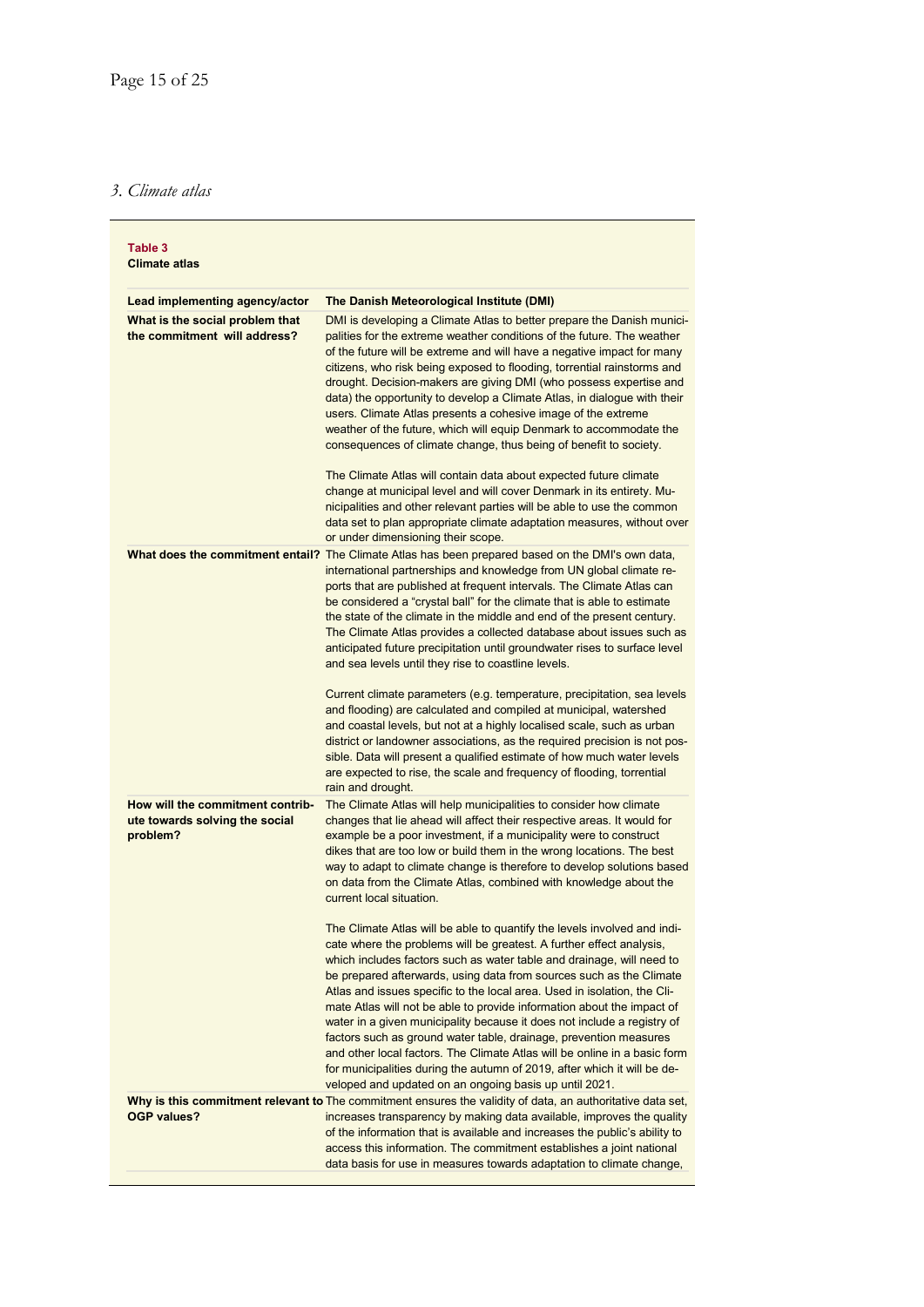### *3. Climate atlas*

**Table 3**
**Climate atlas**

| **Lead implementing agency/actor** | **The Danish Meteorological Institute (DMI)** |
|---|---|
| **What is the social problem that the commitment will address?** | DMI is developing a Climate Atlas to better prepare the Danish municipalities for the extreme weather conditions of the future. The weather of the future will be extreme and will have a negative impact for many citizens, who risk being exposed to flooding, torrential rainstorms and drought. Decision-makers are giving DMI (who possess expertise and data) the opportunity to develop a Climate Atlas, in dialogue with their users. Climate Atlas presents a cohesive image of the extreme weather of the future, which will equip Denmark to accommodate the consequences of climate change, thus being of benefit to society.<br><br>The Climate Atlas will contain data about expected future climate change at municipal level and will cover Denmark in its entirety. Municipalities and other relevant parties will be able to use the common data set to plan appropriate climate adaptation measures, without over or under dimensioning their scope. |
| **What does the commitment entail?** | The Climate Atlas has been prepared based on the DMI's own data, international partnerships and knowledge from UN global climate reports that are published at frequent intervals. The Climate Atlas can be considered a "crystal ball" for the climate that is able to estimate the state of the climate in the middle and end of the present century. The Climate Atlas provides a collected database about issues such as anticipated future precipitation until groundwater rises to surface level and sea levels until they rise to coastline levels.<br><br>Current climate parameters (e.g. temperature, precipitation, sea levels and flooding) are calculated and compiled at municipal, watershed and coastal levels, but not at a highly localised scale, such as urban district or landowner associations, as the required precision is not possible. Data will present a qualified estimate of how much water levels are expected to rise, the scale and frequency of flooding, torrential rain and drought. |
| **How will the commitment contribute towards solving the social problem?** | The Climate Atlas will help municipalities to consider how climate changes that lie ahead will affect their respective areas. It would for example be a poor investment, if a municipality were to construct dikes that are too low or build them in the wrong locations. The best way to adapt to climate change is therefore to develop solutions based on data from the Climate Atlas, combined with knowledge about the current local situation.<br><br>The Climate Atlas will be able to quantify the levels involved and indicate where the problems will be greatest. A further effect analysis, which includes factors such as water table and drainage, will need to be prepared afterwards, using data from sources such as the Climate Atlas and issues specific to the local area. Used in isolation, the Climate Atlas will not be able to provide information about the impact of water in a given municipality because it does not include a registry of factors such as ground water table, drainage, prevention measures and other local factors. The Climate Atlas will be online in a basic form for municipalities during the autumn of 2019, after which it will be developed and updated on an ongoing basis up until 2021. |
| **Why is this commitment relevant to OGP values?** | The commitment ensures the validity of data, an authoritative data set, increases transparency by making data available, improves the quality of the information that is available and increases the public's ability to access this information. The commitment establishes a joint national data basis for use in measures towards adaptation to climate change, |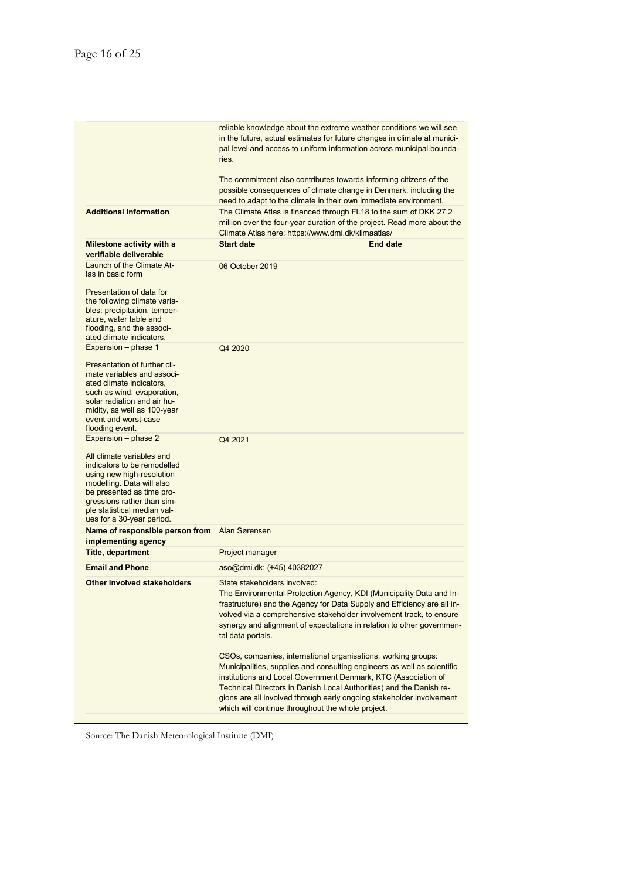| | | |
|---|---|---|
| | reliable knowledge about the extreme weather conditions we will see in the future, actual estimates for future changes in climate at municipal level and access to uniform information across municipal boundaries.<br><br>The commitment also contributes towards informing citizens of the possible consequences of climate change in Denmark, including the need to adapt to the climate in their own immediate environment. | |
| **Additional information** | The Climate Atlas is financed through FL18 to the sum of DKK 27.2 million over the four-year duration of the project. Read more about the Climate Atlas here: https://www.dmi.dk/klimaatlas/ | |
| **Milestone activity with a verifiable deliverable** | **Start date** | **End date** |
| Launch of the Climate Atlas in basic form<br><br>Presentation of data for the following climate variables: precipitation, temperature, water table and flooding, and the associated climate indicators. | 06 October 2019 | |
| Expansion – phase 1<br><br>Presentation of further climate variables and associated climate indicators, such as wind, evaporation, solar radiation and air humidity, as well as 100-year event and worst-case flooding event. | Q4 2020 | |
| Expansion – phase 2<br><br>All climate variables and indicators to be remodelled using new high-resolution modelling. Data will also be presented as time progressions rather than simple statistical median values for a 30-year period. | Q4 2021 | |
| **Name of responsible person from implementing agency** | Alan Sørensen | |
| **Title, department** | Project manager | |
| **Email and Phone** | aso@dmi.dk; (+45) 40382027 | |
| **Other involved stakeholders** | State stakeholders involved:<br>The Environmental Protection Agency, KDI (Municipality Data and Infrastructure) and the Agency for Data Supply and Efficiency are all involved via a comprehensive stakeholder involvement track, to ensure synergy and alignment of expectations in relation to other governmental data portals.<br><br>CSOs, companies, international organisations, working groups:<br>Municipalities, supplies and consulting engineers as well as scientific institutions and Local Government Denmark, KTC (Association of Technical Directors in Danish Local Authorities) and the Danish regions are all involved through early ongoing stakeholder involvement which will continue throughout the whole project. | |

Source: The Danish Meteorological Institute (DMI)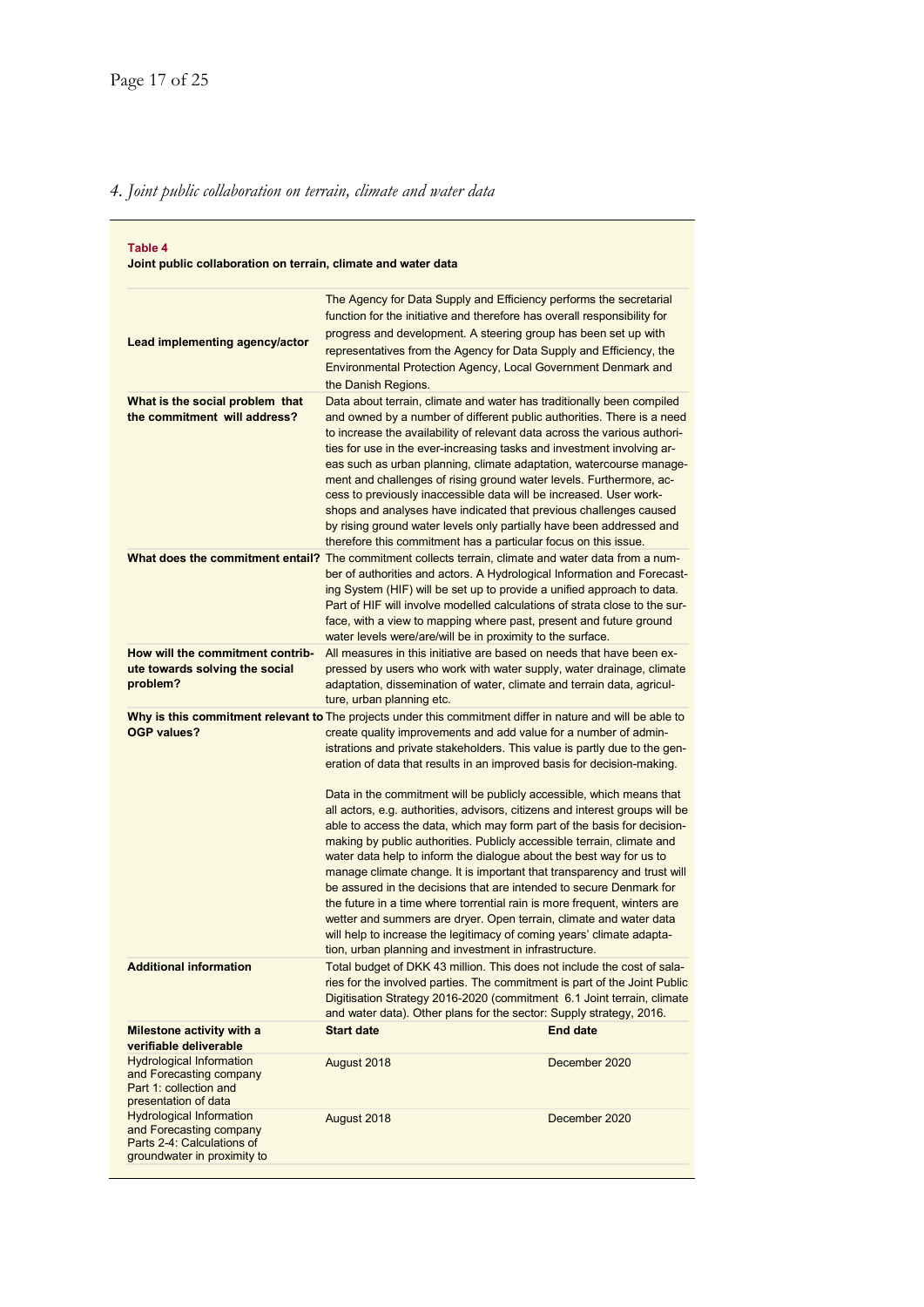## 4. Joint public collaboration on terrain, climate and water data

**Table 4**
**Joint public collaboration on terrain, climate and water data**

| | | |
|---|---|---|
| **Lead implementing agency/actor** | The Agency for Data Supply and Efficiency performs the secretarial function for the initiative and therefore has overall responsibility for progress and development. A steering group has been set up with representatives from the Agency for Data Supply and Efficiency, the Environmental Protection Agency, Local Government Denmark and the Danish Regions. | |
| **What is the social problem that the commitment will address?** | Data about terrain, climate and water has traditionally been compiled and owned by a number of different public authorities. There is a need to increase the availability of relevant data across the various authorities for use in the ever-increasing tasks and investment involving areas such as urban planning, climate adaptation, watercourse management and challenges of rising ground water levels. Furthermore, access to previously inaccessible data will be increased. User workshops and analyses have indicated that previous challenges caused by rising ground water levels only partially have been addressed and therefore this commitment has a particular focus on this issue. | |
| **What does the commitment entail?** | The commitment collects terrain, climate and water data from a number of authorities and actors. A Hydrological Information and Forecasting System (HIF) will be set up to provide a unified approach to data. Part of HIF will involve modelled calculations of strata close to the surface, with a view to mapping where past, present and future ground water levels were/are/will be in proximity to the surface. | |
| **How will the commitment contribute towards solving the social problem?** | All measures in this initiative are based on needs that have been expressed by users who work with water supply, water drainage, climate adaptation, dissemination of water, climate and terrain data, agriculture, urban planning etc. | |
| **Why is this commitment relevant to OGP values?** | The projects under this commitment differ in nature and will be able to create quality improvements and add value for a number of administrations and private stakeholders. This value is partly due to the generation of data that results in an improved basis for decision-making.<br><br>Data in the commitment will be publicly accessible, which means that all actors, e.g. authorities, advisors, citizens and interest groups will be able to access the data, which may form part of the basis for decision-making by public authorities. Publicly accessible terrain, climate and water data help to inform the dialogue about the best way for us to manage climate change. It is important that transparency and trust will be assured in the decisions that are intended to secure Denmark for the future in a time where torrential rain is more frequent, winters are wetter and summers are dryer. Open terrain, climate and water data will help to increase the legitimacy of coming years' climate adaptation, urban planning and investment in infrastructure. | |
| **Additional information** | Total budget of DKK 43 million. This does not include the cost of salaries for the involved parties. The commitment is part of the Joint Public Digitisation Strategy 2016-2020 (commitment 6.1 Joint terrain, climate and water data). Other plans for the sector: Supply strategy, 2016. | |
| **Milestone activity with a verifiable deliverable** | **Start date** | **End date** |
| Hydrological Information and Forecasting company Part 1: collection and presentation of data | August 2018 | December 2020 |
| Hydrological Information and Forecasting company Parts 2-4: Calculations of groundwater in proximity to | August 2018 | December 2020 |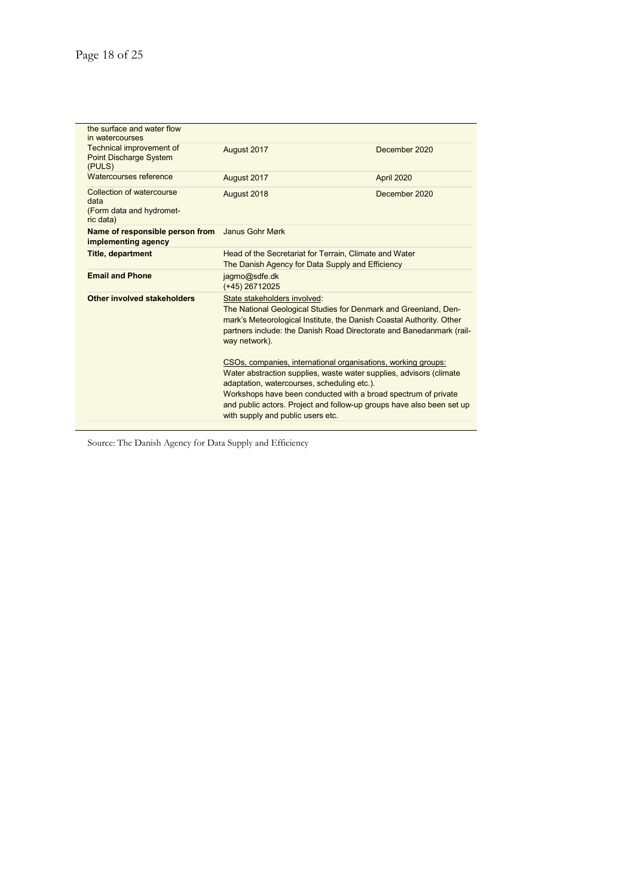| | | |
|---|---|---|
| the surface and water flow in watercourses | | |
| Technical improvement of Point Discharge System (PULS) | August 2017 | December 2020 |
| Watercourses reference | August 2017 | April 2020 |
| Collection of watercourse data (Form data and hydrometric data) | August 2018 | December 2020 |
| **Name of responsible person from implementing agency** | Janus Gohr Mørk | |
| **Title, department** | Head of the Secretariat for Terrain, Climate and Water<br>The Danish Agency for Data Supply and Efficiency | |
| **Email and Phone** | jagmo@sdfe.dk<br>(+45) 26712025 | |
| **Other involved stakeholders** | State stakeholders involved:<br>The National Geological Studies for Denmark and Greenland, Denmark's Meteorological Institute, the Danish Coastal Authority. Other partners include: the Danish Road Directorate and Banedanmark (railway network).<br><br>CSOs, companies, international organisations, working groups:<br>Water abstraction supplies, waste water supplies, advisors (climate adaptation, watercourses, scheduling etc.).<br>Workshops have been conducted with a broad spectrum of private and public actors. Project and follow-up groups have also been set up with supply and public users etc. | |

Source: The Danish Agency for Data Supply and Efficiency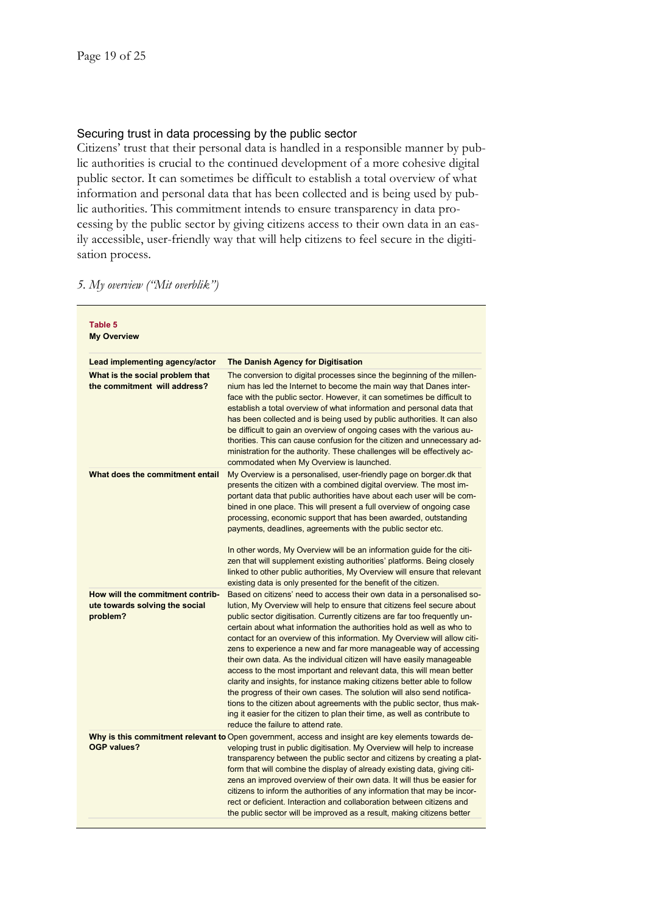## Securing trust in data processing by the public sector

Citizens' trust that their personal data is handled in a responsible manner by public authorities is crucial to the continued development of a more cohesive digital public sector. It can sometimes be difficult to establish a total overview of what information and personal data that has been collected and is being used by public authorities. This commitment intends to ensure transparency in data processing by the public sector by giving citizens access to their own data in an easily accessible, user-friendly way that will help citizens to feel secure in the digitisation process.

### *5. My overview ("Mit overblik")*

**Table 5**
**My Overview**

| **Lead implementing agency/actor** | **The Danish Agency for Digitisation** |
|---|---|
| **What is the social problem that the commitment will address?** | The conversion to digital processes since the beginning of the millennium has led the Internet to become the main way that Danes interface with the public sector. However, it can sometimes be difficult to establish a total overview of what information and personal data that has been collected and is being used by public authorities. It can also be difficult to gain an overview of ongoing cases with the various authorities. This can cause confusion for the citizen and unnecessary administration for the authority. These challenges will be effectively accommodated when My Overview is launched. |
| **What does the commitment entail** | My Overview is a personalised, user-friendly page on borger.dk that presents the citizen with a combined digital overview. The most important data that public authorities have about each user will be combined in one place. This will present a full overview of ongoing case processing, economic support that has been awarded, outstanding payments, deadlines, agreements with the public sector etc.<br><br>In other words, My Overview will be an information guide for the citizen that will supplement existing authorities' platforms. Being closely linked to other public authorities, My Overview will ensure that relevant existing data is only presented for the benefit of the citizen. |
| **How will the commitment contribute towards solving the social problem?** | Based on citizens' need to access their own data in a personalised solution, My Overview will help to ensure that citizens feel secure about public sector digitisation. Currently citizens are far too frequently uncertain about what information the authorities hold as well as who to contact for an overview of this information. My Overview will allow citizens to experience a new and far more manageable way of accessing their own data. As the individual citizen will have easily manageable access to the most important and relevant data, this will mean better clarity and insights, for instance making citizens better able to follow the progress of their own cases. The solution will also send notifications to the citizen about agreements with the public sector, thus making it easier for the citizen to plan their time, as well as contribute to reduce the failure to attend rate. |
| **Why is this commitment relevant to OGP values?** | Open government, access and insight are key elements towards developing trust in public digitisation. My Overview will help to increase transparency between the public sector and citizens by creating a platform that will combine the display of already existing data, giving citizens an improved overview of their own data. It will thus be easier for citizens to inform the authorities of any information that may be incorrect or deficient. Interaction and collaboration between citizens and the public sector will be improved as a result, making citizens better |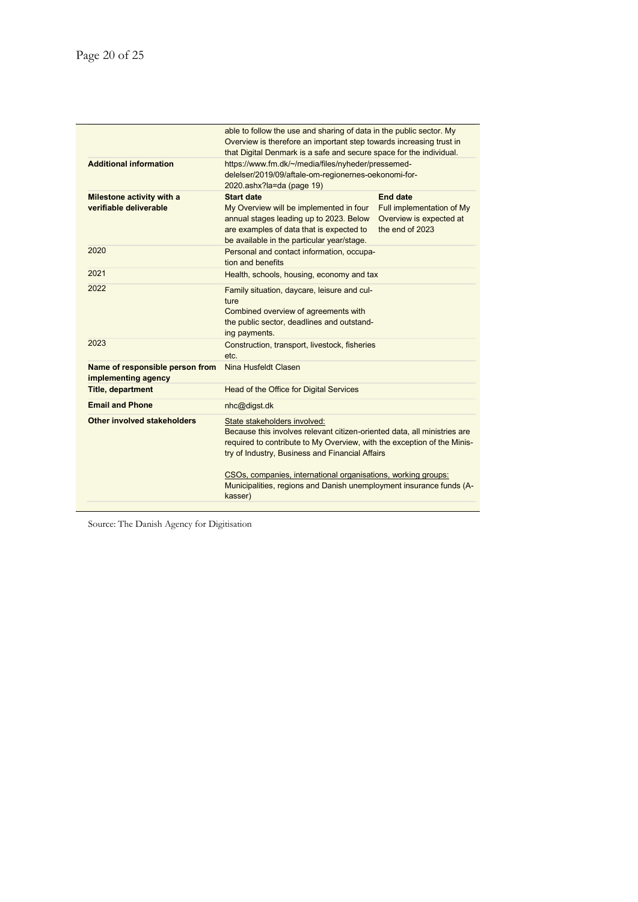| | | |
|---|---|---|
| | able to follow the use and sharing of data in the public sector. My Overview is therefore an important step towards increasing trust in that Digital Denmark is a safe and secure space for the individual. | |
| **Additional information** | https://www.fm.dk/~/media/files/nyheder/pressemed-delelser/2019/09/aftale-om-regionernes-oekonomi-for-2020.ashx?la=da (page 19) | |
| **Milestone activity with a verifiable deliverable** | **Start date**<br>My Overview will be implemented in four annual stages leading up to 2023. Below are examples of data that is expected to be available in the particular year/stage. | **End date**<br>Full implementation of My Overview is expected at the end of 2023 |
| 2020 | Personal and contact information, occupation and benefits | |
| 2021 | Health, schools, housing, economy and tax | |
| 2022 | Family situation, daycare, leisure and culture<br>Combined overview of agreements with the public sector, deadlines and outstanding payments. | |
| 2023 | Construction, transport, livestock, fisheries etc. | |
| **Name of responsible person from implementing agency** | Nina Husfeldt Clasen | |
| **Title, department** | Head of the Office for Digital Services | |
| **Email and Phone** | nhc@digst.dk | |
| **Other involved stakeholders** | State stakeholders involved:<br>Because this involves relevant citizen-oriented data, all ministries are required to contribute to My Overview, with the exception of the Ministry of Industry, Business and Financial Affairs<br><br>CSOs, companies, international organisations, working groups:<br>Municipalities, regions and Danish unemployment insurance funds (A-kasser) | |

Source: The Danish Agency for Digitisation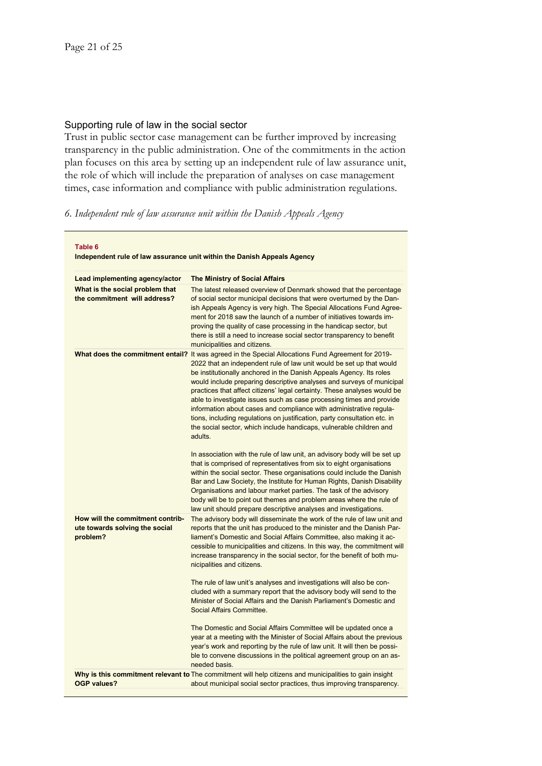## Supporting rule of law in the social sector

Trust in public sector case management can be further improved by increasing transparency in the public administration. One of the commitments in the action plan focuses on this area by setting up an independent rule of law assurance unit, the role of which will include the preparation of analyses on case management times, case information and compliance with public administration regulations.

### *6. Independent rule of law assurance unit within the Danish Appeals Agency*

**Table 6**

**Independent rule of law assurance unit within the Danish Appeals Agency**

| **Lead implementing agency/actor** | **The Ministry of Social Affairs** |
|---|---|
| **What is the social problem that the commitment will address?** | The latest released overview of Denmark showed that the percentage of social sector municipal decisions that were overturned by the Danish Appeals Agency is very high. The Special Allocations Fund Agreement for 2018 saw the launch of a number of initiatives towards improving the quality of case processing in the handicap sector, but there is still a need to increase social sector transparency to benefit municipalities and citizens. |
| **What does the commitment entail?** | It was agreed in the Special Allocations Fund Agreement for 2019-2022 that an independent rule of law unit would be set up that would be institutionally anchored in the Danish Appeals Agency. Its roles would include preparing descriptive analyses and surveys of municipal practices that affect citizens' legal certainty. These analyses would be able to investigate issues such as case processing times and provide information about cases and compliance with administrative regulations, including regulations on justification, party consultation etc. in the social sector, which include handicaps, vulnerable children and adults.<br><br>In association with the rule of law unit, an advisory body will be set up that is comprised of representatives from six to eight organisations within the social sector. These organisations could include the Danish Bar and Law Society, the Institute for Human Rights, Danish Disability Organisations and labour market parties. The task of the advisory body will be to point out themes and problem areas where the rule of law unit should prepare descriptive analyses and investigations. |
| **How will the commitment contribute towards solving the social problem?** | The advisory body will disseminate the work of the rule of law unit and reports that the unit has produced to the minister and the Danish Parliament's Domestic and Social Affairs Committee, also making it accessible to municipalities and citizens. In this way, the commitment will increase transparency in the social sector, for the benefit of both municipalities and citizens.<br><br>The rule of law unit's analyses and investigations will also be concluded with a summary report that the advisory body will send to the Minister of Social Affairs and the Danish Parliament's Domestic and Social Affairs Committee.<br><br>The Domestic and Social Affairs Committee will be updated once a year at a meeting with the Minister of Social Affairs about the previous year's work and reporting by the rule of law unit. It will then be possible to convene discussions in the political agreement group on an as-needed basis. |
| **Why is this commitment relevant to OGP values?** | The commitment will help citizens and municipalities to gain insight about municipal social sector practices, thus improving transparency. |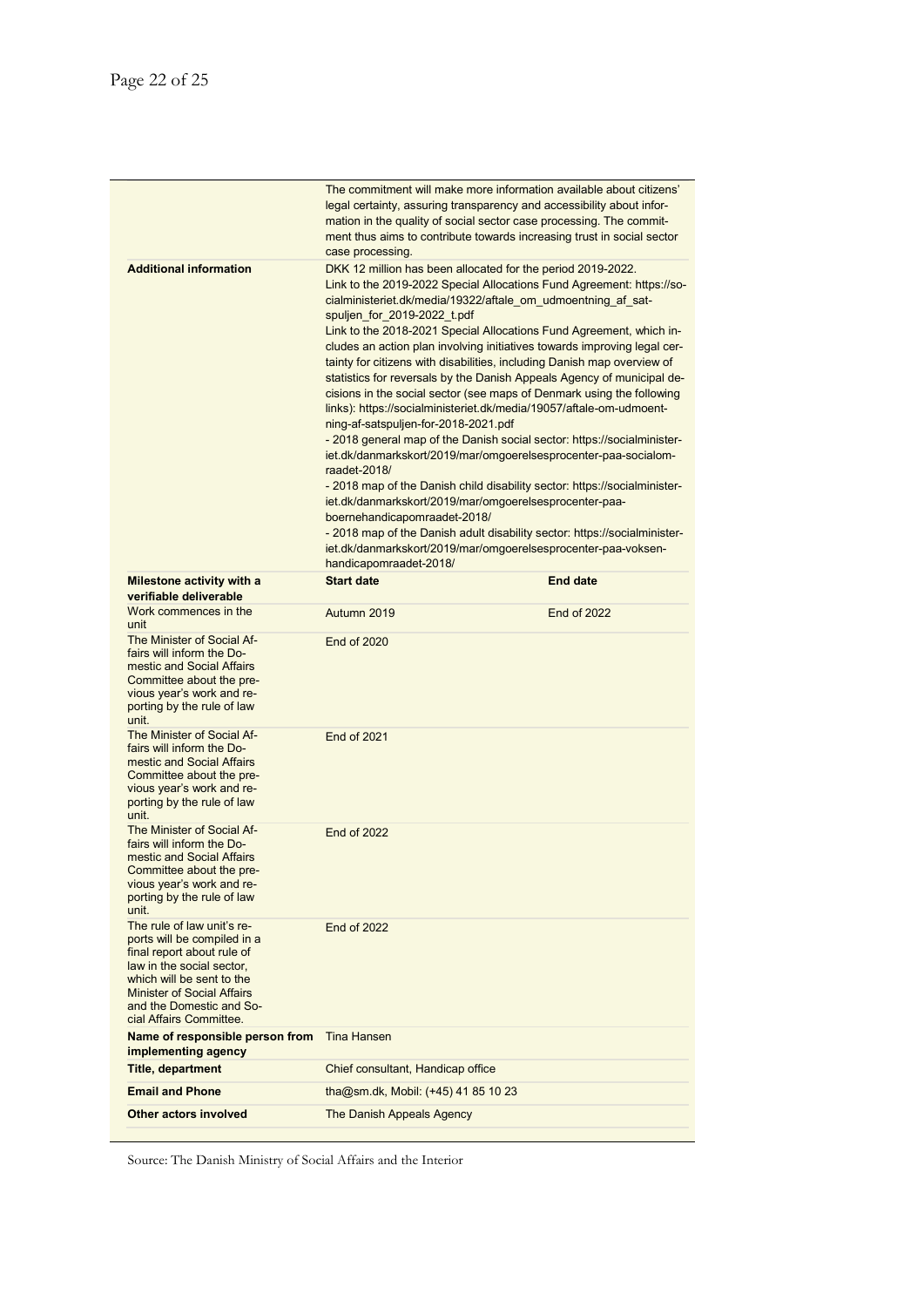| | | |
|---|---|---|
| | The commitment will make more information available about citizens' legal certainty, assuring transparency and accessibility about information in the quality of social sector case processing. The commitment thus aims to contribute towards increasing trust in social sector case processing. | |
| **Additional information** | DKK 12 million has been allocated for the period 2019-2022.<br>Link to the 2019-2022 Special Allocations Fund Agreement: https://socialministeriet.dk/media/19322/aftale_om_udmoentning_af_satspuljen_for_2019-2022_t.pdf<br>Link to the 2018-2021 Special Allocations Fund Agreement, which includes an action plan involving initiatives towards improving legal certainty for citizens with disabilities, including Danish map overview of statistics for reversals by the Danish Appeals Agency of municipal decisions in the social sector (see maps of Denmark using the following links): https://socialministeriet.dk/media/19057/aftale-om-udmoentning-af-satspuljen-for-2018-2021.pdf<br>- 2018 general map of the Danish social sector: https://socialministeriet.dk/danmarkskort/2019/mar/omgoerelsesprocenter-paa-socialomraadet-2018/<br>- 2018 map of the Danish child disability sector: https://socialministeriet.dk/danmarkskort/2019/mar/omgoerelsesprocenter-paa-boernehandicapomraadet-2018/<br>- 2018 map of the Danish adult disability sector: https://socialministeriet.dk/danmarkskort/2019/mar/omgoerelsesprocenter-paa-voksenhandicapomraadet-2018/ | |
| **Milestone activity with a verifiable deliverable** | **Start date** | **End date** |
| Work commences in the unit | Autumn 2019 | End of 2022 |
| The Minister of Social Affairs will inform the Domestic and Social Affairs Committee about the previous year's work and reporting by the rule of law unit. | End of 2020 | |
| The Minister of Social Affairs will inform the Domestic and Social Affairs Committee about the previous year's work and reporting by the rule of law unit. | End of 2021 | |
| The Minister of Social Affairs will inform the Domestic and Social Affairs Committee about the previous year's work and reporting by the rule of law unit. | End of 2022 | |
| The rule of law unit's reports will be compiled in a final report about rule of law in the social sector, which will be sent to the Minister of Social Affairs and the Domestic and Social Affairs Committee. | End of 2022 | |
| **Name of responsible person from implementing agency** | Tina Hansen | |
| **Title, department** | Chief consultant, Handicap office | |
| **Email and Phone** | tha@sm.dk, Mobil: (+45) 41 85 10 23 | |
| **Other actors involved** | The Danish Appeals Agency | |

Source: The Danish Ministry of Social Affairs and the Interior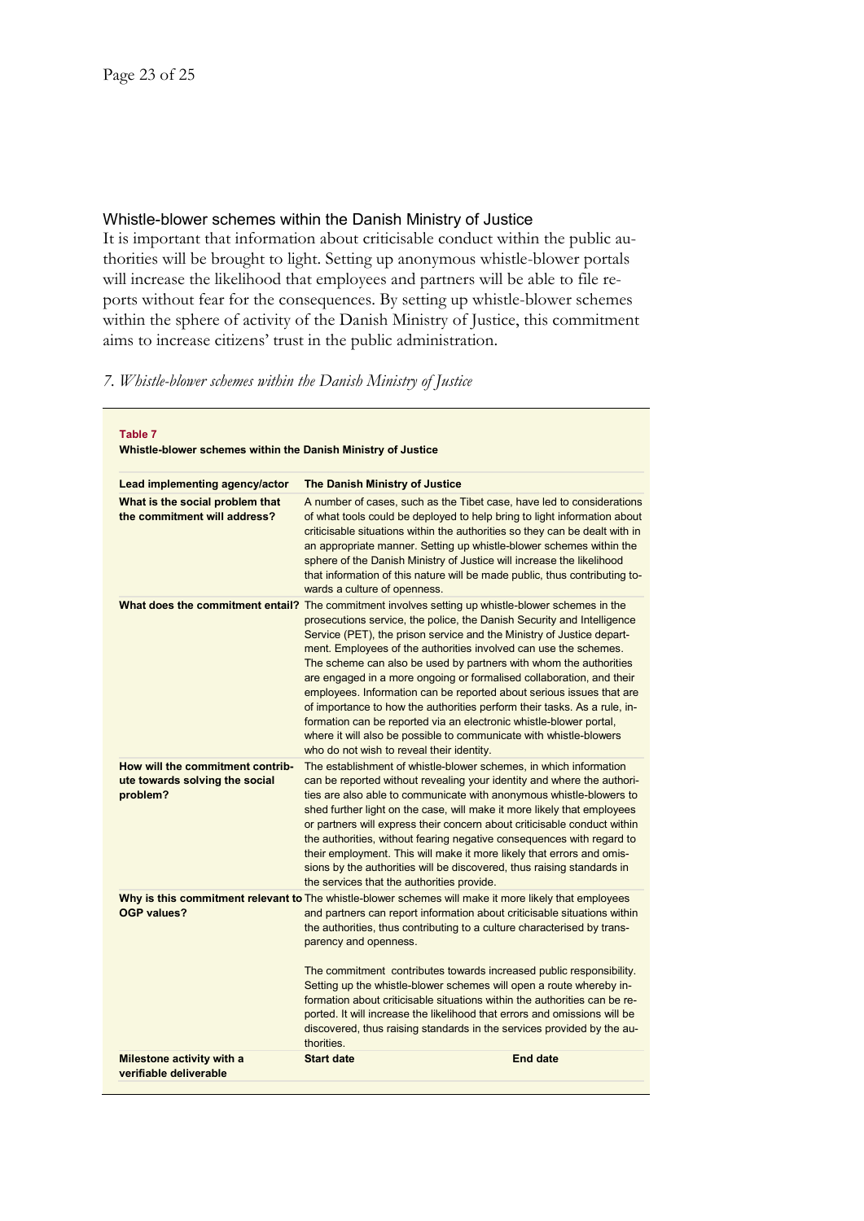## Whistle-blower schemes within the Danish Ministry of Justice

It is important that information about criticisable conduct within the public authorities will be brought to light. Setting up anonymous whistle-blower portals will increase the likelihood that employees and partners will be able to file reports without fear for the consequences. By setting up whistle-blower schemes within the sphere of activity of the Danish Ministry of Justice, this commitment aims to increase citizens' trust in the public administration.

*7. Whistle-blower schemes within the Danish Ministry of Justice*

**Table 7**
**Whistle-blower schemes within the Danish Ministry of Justice**

| **Lead implementing agency/actor** | **The Danish Ministry of Justice** | |
|---|---|---|
| **What is the social problem that the commitment will address?** | A number of cases, such as the Tibet case, have led to considerations of what tools could be deployed to help bring to light information about criticisable situations within the authorities so they can be dealt with in an appropriate manner. Setting up whistle-blower schemes within the sphere of the Danish Ministry of Justice will increase the likelihood that information of this nature will be made public, thus contributing towards a culture of openness. | |
| **What does the commitment entail?** | The commitment involves setting up whistle-blower schemes in the prosecutions service, the police, the Danish Security and Intelligence Service (PET), the prison service and the Ministry of Justice department. Employees of the authorities involved can use the schemes. The scheme can also be used by partners with whom the authorities are engaged in a more ongoing or formalised collaboration, and their employees. Information can be reported about serious issues that are of importance to how the authorities perform their tasks. As a rule, information can be reported via an electronic whistle-blower portal, where it will also be possible to communicate with whistle-blowers who do not wish to reveal their identity. | |
| **How will the commitment contribute towards solving the social problem?** | The establishment of whistle-blower schemes, in which information can be reported without revealing your identity and where the authorities are also able to communicate with anonymous whistle-blowers to shed further light on the case, will make it more likely that employees or partners will express their concern about criticisable conduct within the authorities, without fearing negative consequences with regard to their employment. This will make it more likely that errors and omissions by the authorities will be discovered, thus raising standards in the services that the authorities provide. | |
| **Why is this commitment relevant to OGP values?** | The whistle-blower schemes will make it more likely that employees and partners can report information about criticisable situations within the authorities, thus contributing to a culture characterised by transparency and openness.<br><br>The commitment contributes towards increased public responsibility. Setting up the whistle-blower schemes will open a route whereby information about criticisable situations within the authorities can be reported. It will increase the likelihood that errors and omissions will be discovered, thus raising standards in the services provided by the authorities. | |
| **Milestone activity with a verifiable deliverable** | **Start date** | **End date** |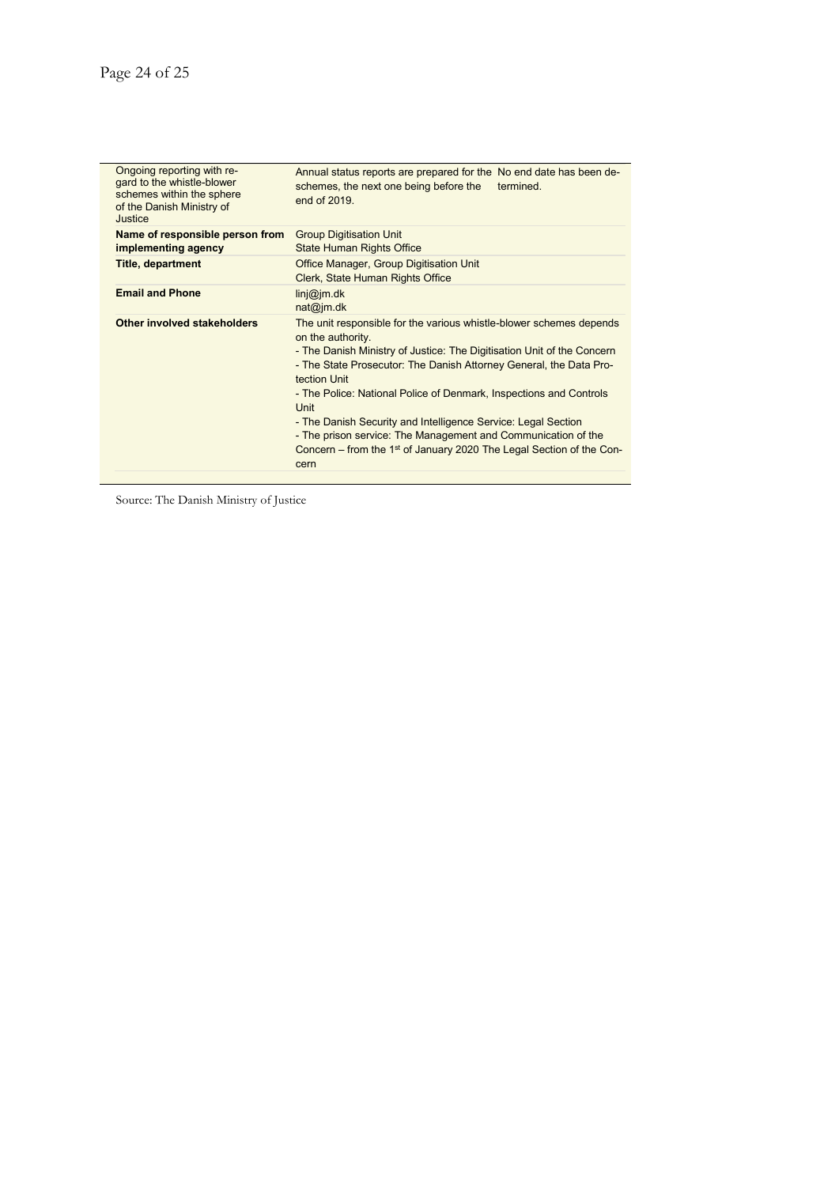| | | |
|---|---|---|
| Ongoing reporting with regard to the whistle-blower schemes within the sphere of the Danish Ministry of Justice | Annual status reports are prepared for the schemes, the next one being before the end of 2019. | No end date has been determined. |
| **Name of responsible person from implementing agency** | Group Digitisation Unit<br>State Human Rights Office | |
| **Title, department** | Office Manager, Group Digitisation Unit<br>Clerk, State Human Rights Office | |
| **Email and Phone** | linj@jm.dk<br>nat@jm.dk | |
| **Other involved stakeholders** | The unit responsible for the various whistle-blower schemes depends on the authority.<br>- The Danish Ministry of Justice: The Digitisation Unit of the Concern<br>- The State Prosecutor: The Danish Attorney General, the Data Protection Unit<br>- The Police: National Police of Denmark, Inspections and Controls Unit<br>- The Danish Security and Intelligence Service: Legal Section<br>- The prison service: The Management and Communication of the Concern – from the 1st of January 2020 The Legal Section of the Concern | |

Source: The Danish Ministry of Justice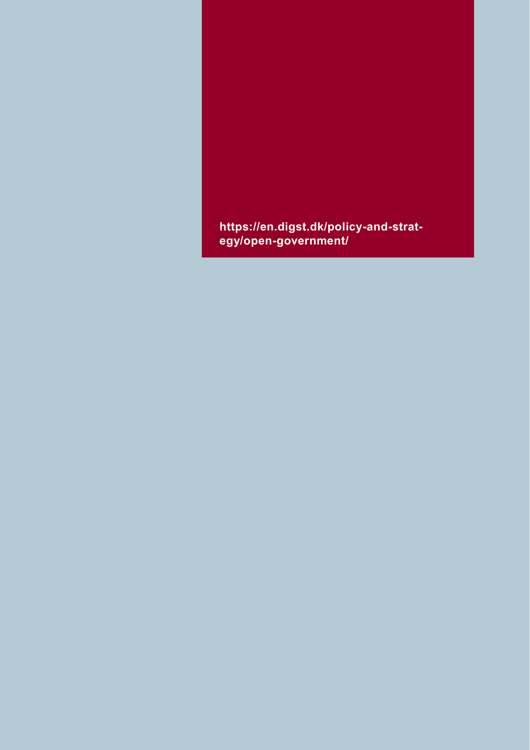https://en.digst.dk/policy-and-strategy/open-government/